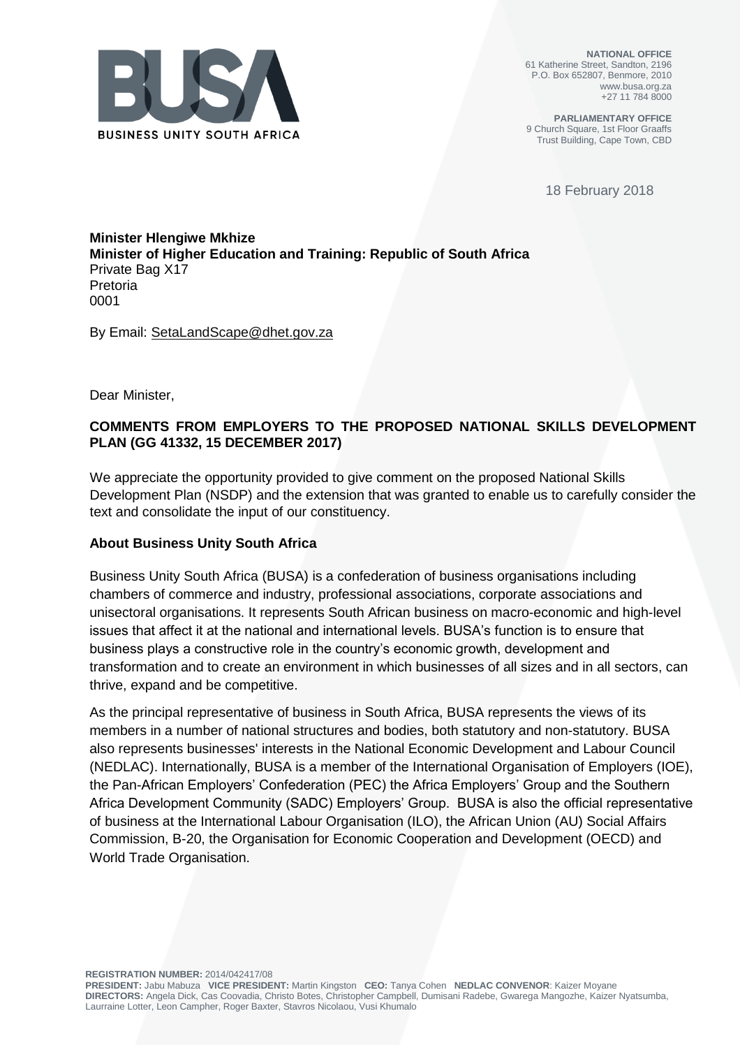**NATIONAL OFFICE**
61 Katherine Street, Sandton, 2196
P.O. Box 652807, Benmore, 2010
www.busa.org.za
+27 11 784 8000

**PARLIAMENTARY OFFICE**
9 Church Square, 1st Floor Graaffs
Trust Building, Cape Town, CBD

18 February 2018

**Minister Hlengiwe Mkhize**
**Minister of Higher Education and Training: Republic of South Africa**
Private Bag X17
Pretoria
0001

By Email: SetaLandScape@dhet.gov.za

Dear Minister,

**COMMENTS FROM EMPLOYERS TO THE PROPOSED NATIONAL SKILLS DEVELOPMENT PLAN (GG 41332, 15 DECEMBER 2017)**

We appreciate the opportunity provided to give comment on the proposed National Skills Development Plan (NSDP) and the extension that was granted to enable us to carefully consider the text and consolidate the input of our constituency.

**About Business Unity South Africa**

Business Unity South Africa (BUSA) is a confederation of business organisations including chambers of commerce and industry, professional associations, corporate associations and unisectoral organisations. It represents South African business on macro-economic and high-level issues that affect it at the national and international levels. BUSA's function is to ensure that business plays a constructive role in the country's economic growth, development and transformation and to create an environment in which businesses of all sizes and in all sectors, can thrive, expand and be competitive.

As the principal representative of business in South Africa, BUSA represents the views of its members in a number of national structures and bodies, both statutory and non-statutory. BUSA also represents businesses' interests in the National Economic Development and Labour Council (NEDLAC). Internationally, BUSA is a member of the International Organisation of Employers (IOE), the Pan-African Employers' Confederation (PEC) the Africa Employers' Group and the Southern Africa Development Community (SADC) Employers' Group. BUSA is also the official representative of business at the International Labour Organisation (ILO), the African Union (AU) Social Affairs Commission, B-20, the Organisation for Economic Cooperation and Development (OECD) and World Trade Organisation.

**REGISTRATION NUMBER:** 2014/042417/08
**PRESIDENT:** Jabu Mabuza **VICE PRESIDENT:** Martin Kingston **CEO:** Tanya Cohen **NEDLAC CONVENOR**: Kaizer Moyane
**DIRECTORS:** Angela Dick, Cas Coovadia, Christo Botes, Christopher Campbell, Dumisani Radebe, Gwarega Mangozhe, Kaizer Nyatsumba, Laurraine Lotter, Leon Campher, Roger Baxter, Stavros Nicolaou, Vusi Khumalo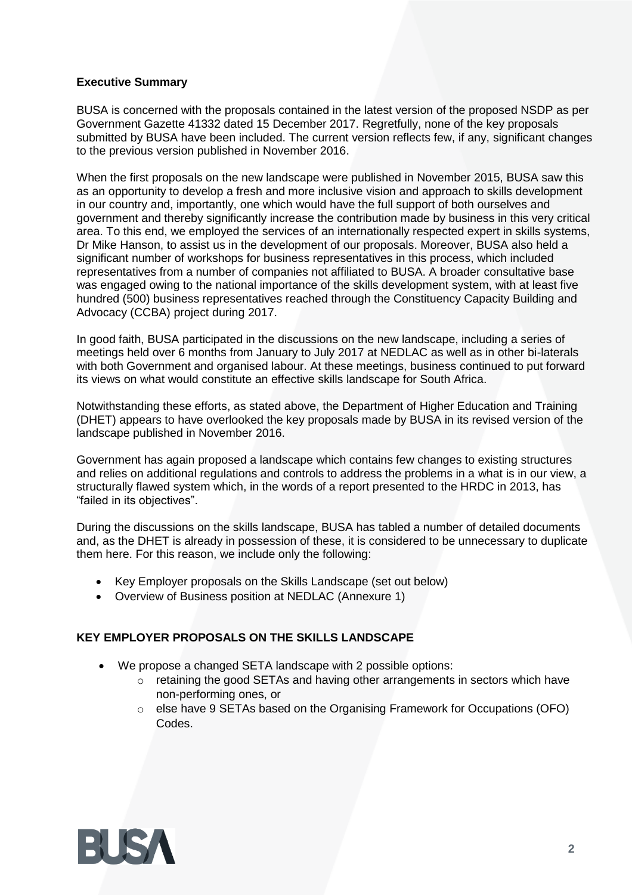**Executive Summary**

BUSA is concerned with the proposals contained in the latest version of the proposed NSDP as per Government Gazette 41332 dated 15 December 2017. Regretfully, none of the key proposals submitted by BUSA have been included. The current version reflects few, if any, significant changes to the previous version published in November 2016.

When the first proposals on the new landscape were published in November 2015, BUSA saw this as an opportunity to develop a fresh and more inclusive vision and approach to skills development in our country and, importantly, one which would have the full support of both ourselves and government and thereby significantly increase the contribution made by business in this very critical area. To this end, we employed the services of an internationally respected expert in skills systems, Dr Mike Hanson, to assist us in the development of our proposals. Moreover, BUSA also held a significant number of workshops for business representatives in this process, which included representatives from a number of companies not affiliated to BUSA. A broader consultative base was engaged owing to the national importance of the skills development system, with at least five hundred (500) business representatives reached through the Constituency Capacity Building and Advocacy (CCBA) project during 2017.

In good faith, BUSA participated in the discussions on the new landscape, including a series of meetings held over 6 months from January to July 2017 at NEDLAC as well as in other bi-laterals with both Government and organised labour. At these meetings, business continued to put forward its views on what would constitute an effective skills landscape for South Africa.

Notwithstanding these efforts, as stated above, the Department of Higher Education and Training (DHET) appears to have overlooked the key proposals made by BUSA in its revised version of the landscape published in November 2016.

Government has again proposed a landscape which contains few changes to existing structures and relies on additional regulations and controls to address the problems in a what is in our view, a structurally flawed system which, in the words of a report presented to the HRDC in 2013, has "failed in its objectives".

During the discussions on the skills landscape, BUSA has tabled a number of detailed documents and, as the DHET is already in possession of these, it is considered to be unnecessary to duplicate them here. For this reason, we include only the following:

- Key Employer proposals on the Skills Landscape (set out below)
- Overview of Business position at NEDLAC (Annexure 1)

**KEY EMPLOYER PROPOSALS ON THE SKILLS LANDSCAPE**

- We propose a changed SETA landscape with 2 possible options:
  - retaining the good SETAs and having other arrangements in sectors which have non-performing ones, or
  - else have 9 SETAs based on the Organising Framework for Occupations (OFO) Codes.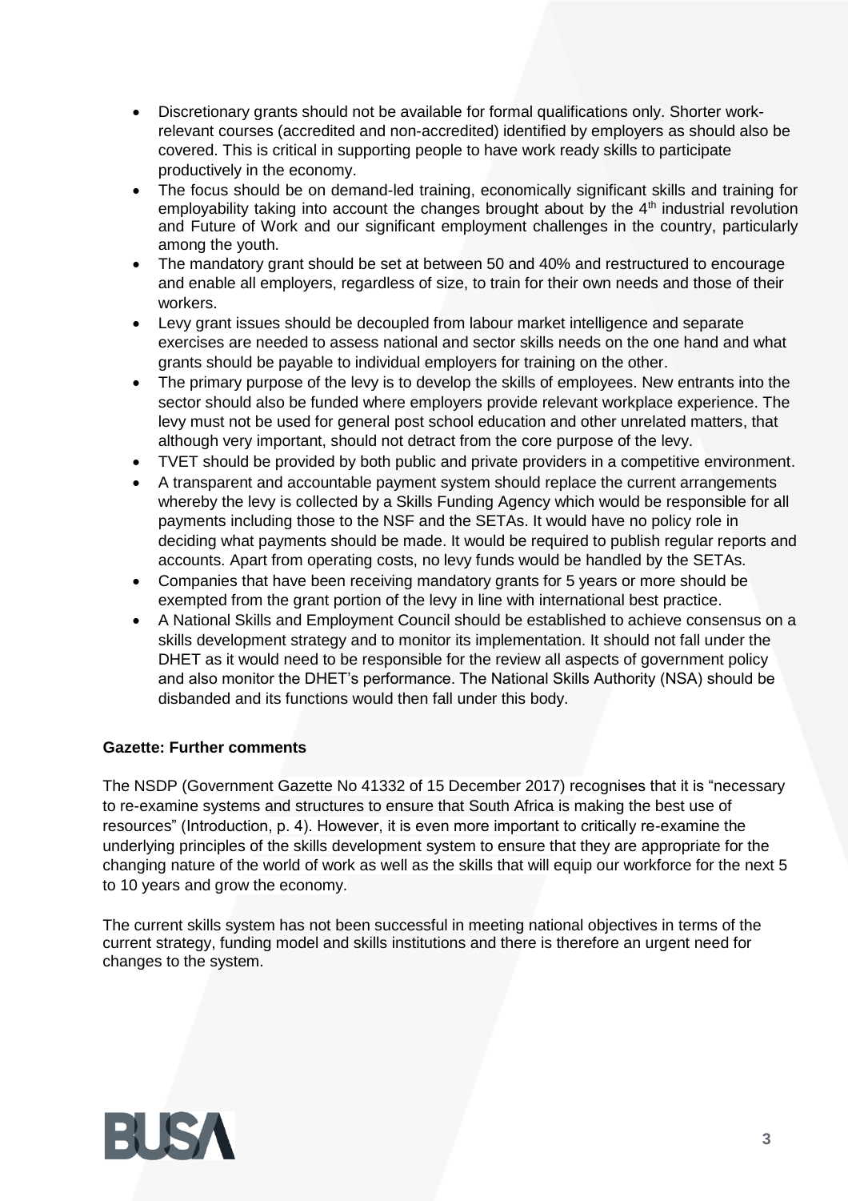- Discretionary grants should not be available for formal qualifications only. Shorter work-relevant courses (accredited and non-accredited) identified by employers as should also be covered. This is critical in supporting people to have work ready skills to participate productively in the economy.
- The focus should be on demand-led training, economically significant skills and training for employability taking into account the changes brought about by the 4th industrial revolution and Future of Work and our significant employment challenges in the country, particularly among the youth.
- The mandatory grant should be set at between 50 and 40% and restructured to encourage and enable all employers, regardless of size, to train for their own needs and those of their workers.
- Levy grant issues should be decoupled from labour market intelligence and separate exercises are needed to assess national and sector skills needs on the one hand and what grants should be payable to individual employers for training on the other.
- The primary purpose of the levy is to develop the skills of employees. New entrants into the sector should also be funded where employers provide relevant workplace experience. The levy must not be used for general post school education and other unrelated matters, that although very important, should not detract from the core purpose of the levy.
- TVET should be provided by both public and private providers in a competitive environment.
- A transparent and accountable payment system should replace the current arrangements whereby the levy is collected by a Skills Funding Agency which would be responsible for all payments including those to the NSF and the SETAs. It would have no policy role in deciding what payments should be made. It would be required to publish regular reports and accounts. Apart from operating costs, no levy funds would be handled by the SETAs.
- Companies that have been receiving mandatory grants for 5 years or more should be exempted from the grant portion of the levy in line with international best practice.
- A National Skills and Employment Council should be established to achieve consensus on a skills development strategy and to monitor its implementation. It should not fall under the DHET as it would need to be responsible for the review all aspects of government policy and also monitor the DHET's performance. The National Skills Authority (NSA) should be disbanded and its functions would then fall under this body.

**Gazette: Further comments**

The NSDP (Government Gazette No 41332 of 15 December 2017) recognises that it is "necessary to re-examine systems and structures to ensure that South Africa is making the best use of resources" (Introduction, p. 4). However, it is even more important to critically re-examine the underlying principles of the skills development system to ensure that they are appropriate for the changing nature of the world of work as well as the skills that will equip our workforce for the next 5 to 10 years and grow the economy.

The current skills system has not been successful in meeting national objectives in terms of the current strategy, funding model and skills institutions and there is therefore an urgent need for changes to the system.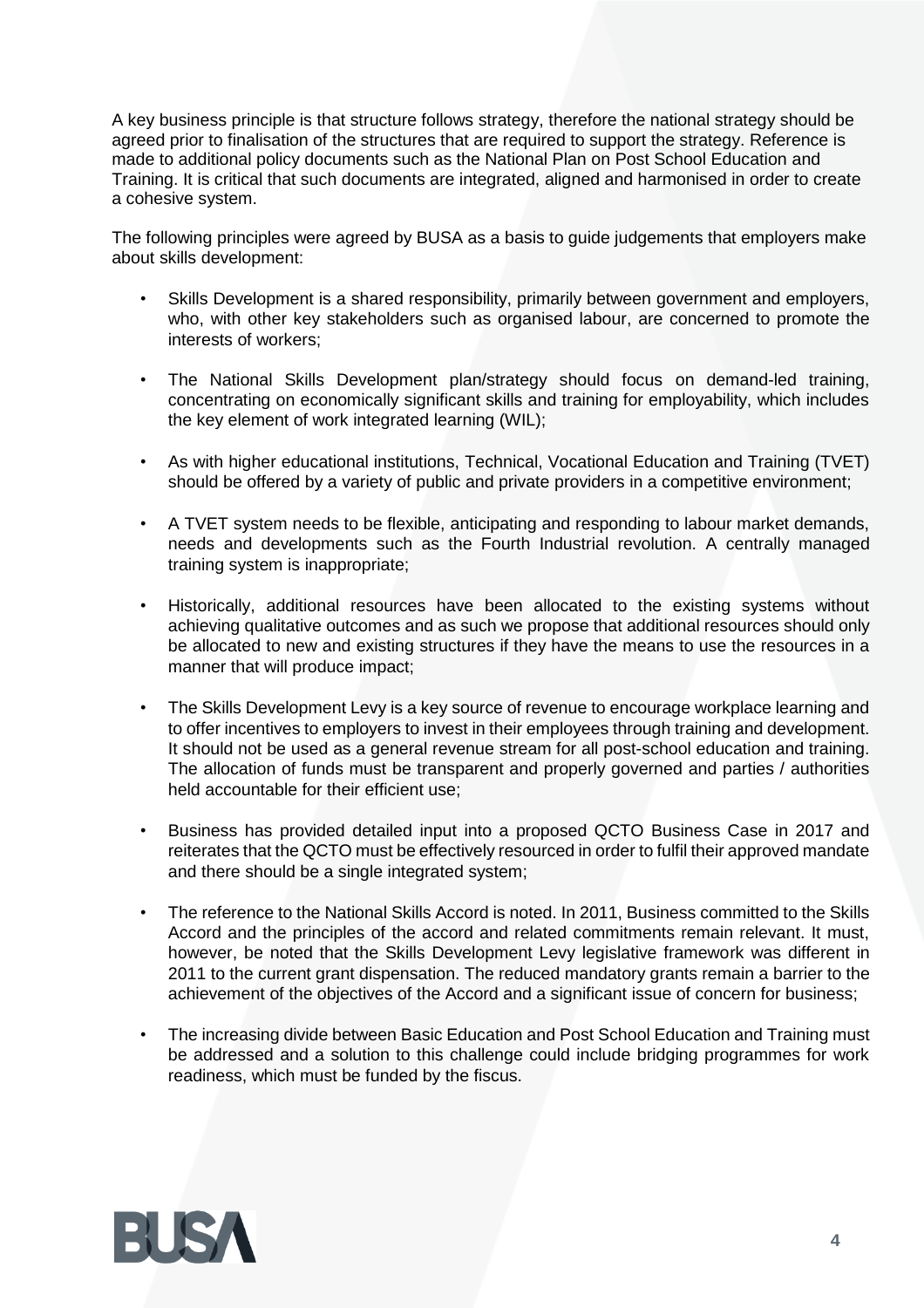A key business principle is that structure follows strategy, therefore the national strategy should be agreed prior to finalisation of the structures that are required to support the strategy. Reference is made to additional policy documents such as the National Plan on Post School Education and Training. It is critical that such documents are integrated, aligned and harmonised in order to create a cohesive system.

The following principles were agreed by BUSA as a basis to guide judgements that employers make about skills development:

- Skills Development is a shared responsibility, primarily between government and employers, who, with other key stakeholders such as organised labour, are concerned to promote the interests of workers;
- The National Skills Development plan/strategy should focus on demand-led training, concentrating on economically significant skills and training for employability, which includes the key element of work integrated learning (WIL);
- As with higher educational institutions, Technical, Vocational Education and Training (TVET) should be offered by a variety of public and private providers in a competitive environment;
- A TVET system needs to be flexible, anticipating and responding to labour market demands, needs and developments such as the Fourth Industrial revolution. A centrally managed training system is inappropriate;
- Historically, additional resources have been allocated to the existing systems without achieving qualitative outcomes and as such we propose that additional resources should only be allocated to new and existing structures if they have the means to use the resources in a manner that will produce impact;
- The Skills Development Levy is a key source of revenue to encourage workplace learning and to offer incentives to employers to invest in their employees through training and development. It should not be used as a general revenue stream for all post-school education and training. The allocation of funds must be transparent and properly governed and parties / authorities held accountable for their efficient use;
- Business has provided detailed input into a proposed QCTO Business Case in 2017 and reiterates that the QCTO must be effectively resourced in order to fulfil their approved mandate and there should be a single integrated system;
- The reference to the National Skills Accord is noted. In 2011, Business committed to the Skills Accord and the principles of the accord and related commitments remain relevant. It must, however, be noted that the Skills Development Levy legislative framework was different in 2011 to the current grant dispensation. The reduced mandatory grants remain a barrier to the achievement of the objectives of the Accord and a significant issue of concern for business;
- The increasing divide between Basic Education and Post School Education and Training must be addressed and a solution to this challenge could include bridging programmes for work readiness, which must be funded by the fiscus.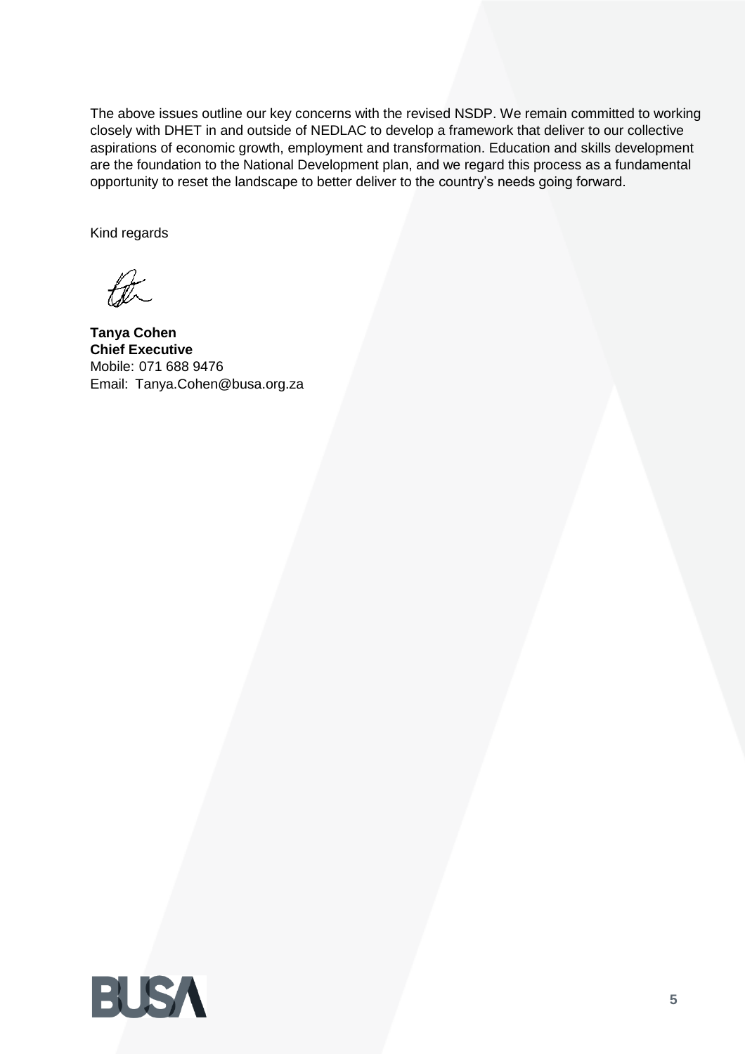The above issues outline our key concerns with the revised NSDP. We remain committed to working closely with DHET in and outside of NEDLAC to develop a framework that deliver to our collective aspirations of economic growth, employment and transformation. Education and skills development are the foundation to the National Development plan, and we regard this process as a fundamental opportunity to reset the landscape to better deliver to the country's needs going forward.

Kind regards

**Tanya Cohen**
**Chief Executive**
Mobile: 071 688 9476
Email: Tanya.Cohen@busa.org.za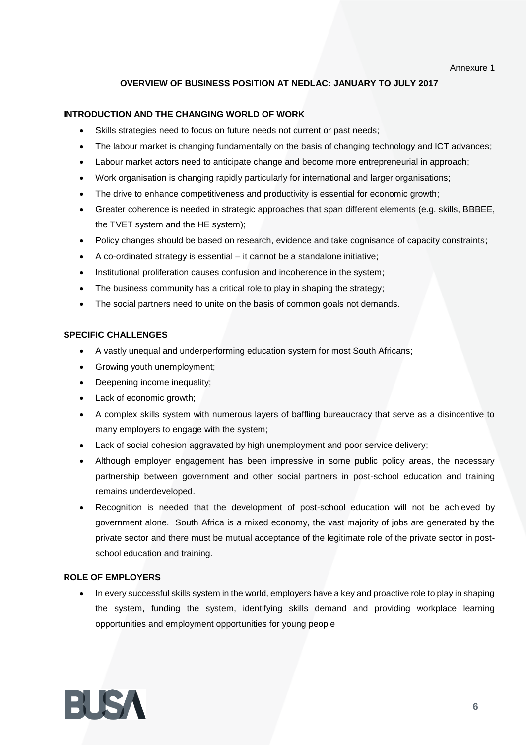Annexure 1

## OVERVIEW OF BUSINESS POSITION AT NEDLAC: JANUARY TO JULY 2017

### INTRODUCTION AND THE CHANGING WORLD OF WORK

- Skills strategies need to focus on future needs not current or past needs;
- The labour market is changing fundamentally on the basis of changing technology and ICT advances;
- Labour market actors need to anticipate change and become more entrepreneurial in approach;
- Work organisation is changing rapidly particularly for international and larger organisations;
- The drive to enhance competitiveness and productivity is essential for economic growth;
- Greater coherence is needed in strategic approaches that span different elements (e.g. skills, BBBEE, the TVET system and the HE system);
- Policy changes should be based on research, evidence and take cognisance of capacity constraints;
- A co-ordinated strategy is essential – it cannot be a standalone initiative;
- Institutional proliferation causes confusion and incoherence in the system;
- The business community has a critical role to play in shaping the strategy;
- The social partners need to unite on the basis of common goals not demands.

### SPECIFIC CHALLENGES

- A vastly unequal and underperforming education system for most South Africans;
- Growing youth unemployment;
- Deepening income inequality;
- Lack of economic growth;
- A complex skills system with numerous layers of baffling bureaucracy that serve as a disincentive to many employers to engage with the system;
- Lack of social cohesion aggravated by high unemployment and poor service delivery;
- Although employer engagement has been impressive in some public policy areas, the necessary partnership between government and other social partners in post-school education and training remains underdeveloped.
- Recognition is needed that the development of post-school education will not be achieved by government alone. South Africa is a mixed economy, the vast majority of jobs are generated by the private sector and there must be mutual acceptance of the legitimate role of the private sector in post-school education and training.

### ROLE OF EMPLOYERS

- In every successful skills system in the world, employers have a key and proactive role to play in shaping the system, funding the system, identifying skills demand and providing workplace learning opportunities and employment opportunities for young people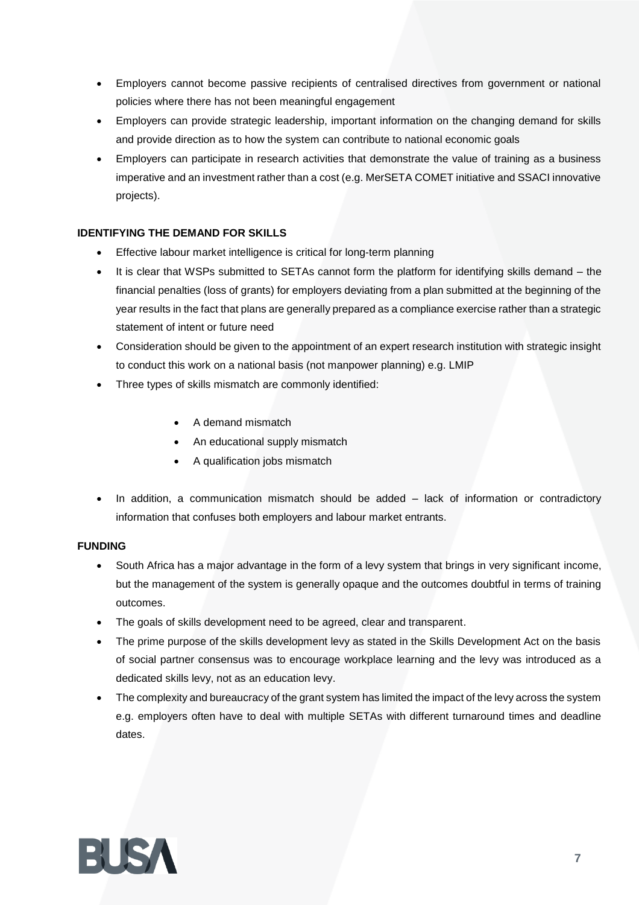- Employers cannot become passive recipients of centralised directives from government or national policies where there has not been meaningful engagement
- Employers can provide strategic leadership, important information on the changing demand for skills and provide direction as to how the system can contribute to national economic goals
- Employers can participate in research activities that demonstrate the value of training as a business imperative and an investment rather than a cost (e.g. MerSETA COMET initiative and SSACI innovative projects).

**IDENTIFYING THE DEMAND FOR SKILLS**

- Effective labour market intelligence is critical for long-term planning
- It is clear that WSPs submitted to SETAs cannot form the platform for identifying skills demand – the financial penalties (loss of grants) for employers deviating from a plan submitted at the beginning of the year results in the fact that plans are generally prepared as a compliance exercise rather than a strategic statement of intent or future need
- Consideration should be given to the appointment of an expert research institution with strategic insight to conduct this work on a national basis (not manpower planning) e.g. LMIP
- Three types of skills mismatch are commonly identified:
    - A demand mismatch
    - An educational supply mismatch
    - A qualification jobs mismatch
- In addition, a communication mismatch should be added – lack of information or contradictory information that confuses both employers and labour market entrants.

**FUNDING**

- South Africa has a major advantage in the form of a levy system that brings in very significant income, but the management of the system is generally opaque and the outcomes doubtful in terms of training outcomes.
- The goals of skills development need to be agreed, clear and transparent.
- The prime purpose of the skills development levy as stated in the Skills Development Act on the basis of social partner consensus was to encourage workplace learning and the levy was introduced as a dedicated skills levy, not as an education levy.
- The complexity and bureaucracy of the grant system has limited the impact of the levy across the system e.g. employers often have to deal with multiple SETAs with different turnaround times and deadline dates.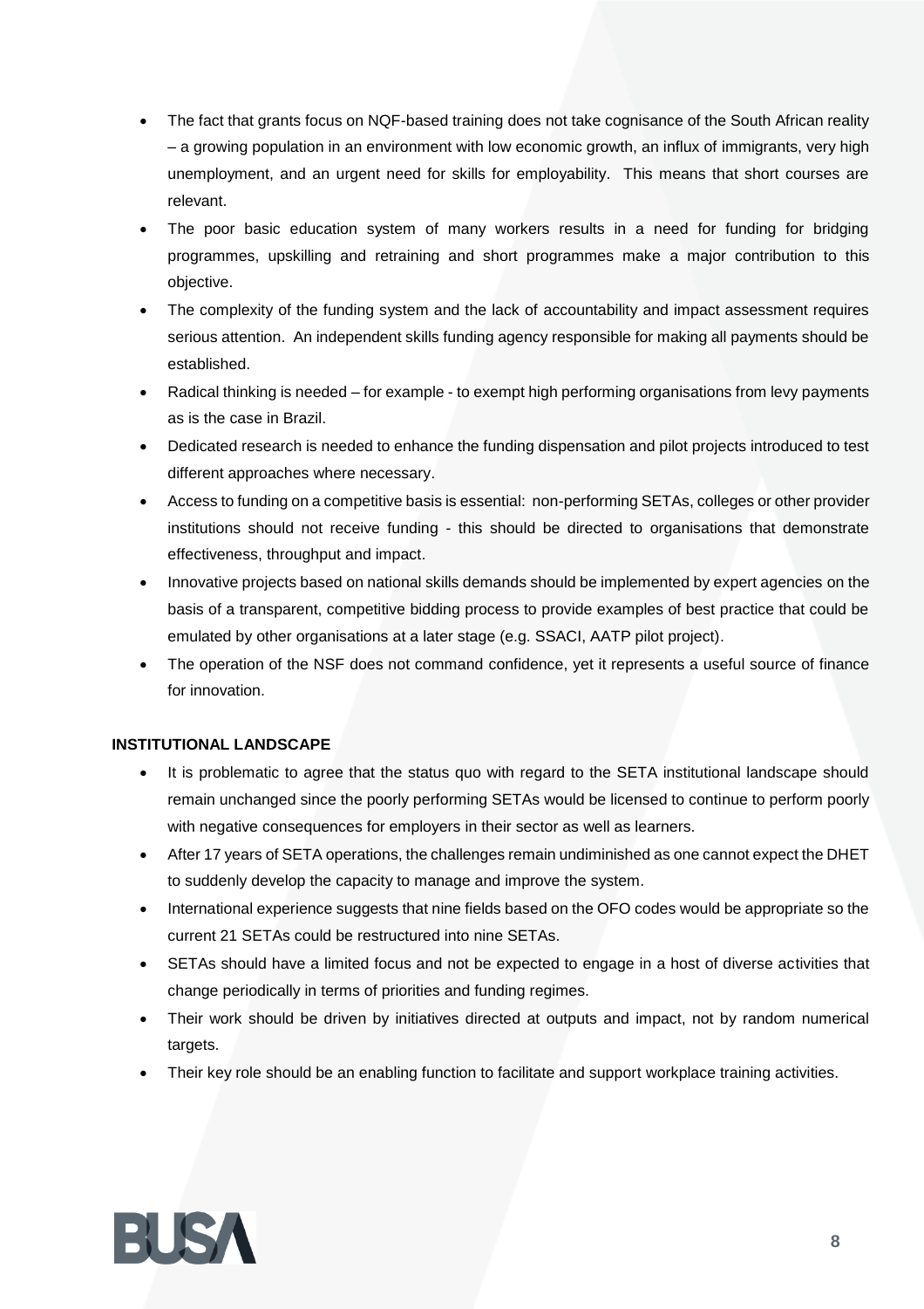- The fact that grants focus on NQF-based training does not take cognisance of the South African reality – a growing population in an environment with low economic growth, an influx of immigrants, very high unemployment, and an urgent need for skills for employability. This means that short courses are relevant.
- The poor basic education system of many workers results in a need for funding for bridging programmes, upskilling and retraining and short programmes make a major contribution to this objective.
- The complexity of the funding system and the lack of accountability and impact assessment requires serious attention. An independent skills funding agency responsible for making all payments should be established.
- Radical thinking is needed – for example - to exempt high performing organisations from levy payments as is the case in Brazil.
- Dedicated research is needed to enhance the funding dispensation and pilot projects introduced to test different approaches where necessary.
- Access to funding on a competitive basis is essential: non-performing SETAs, colleges or other provider institutions should not receive funding - this should be directed to organisations that demonstrate effectiveness, throughput and impact.
- Innovative projects based on national skills demands should be implemented by expert agencies on the basis of a transparent, competitive bidding process to provide examples of best practice that could be emulated by other organisations at a later stage (e.g. SSACI, AATP pilot project).
- The operation of the NSF does not command confidence, yet it represents a useful source of finance for innovation.

**INSTITUTIONAL LANDSCAPE**

- It is problematic to agree that the status quo with regard to the SETA institutional landscape should remain unchanged since the poorly performing SETAs would be licensed to continue to perform poorly with negative consequences for employers in their sector as well as learners.
- After 17 years of SETA operations, the challenges remain undiminished as one cannot expect the DHET to suddenly develop the capacity to manage and improve the system.
- International experience suggests that nine fields based on the OFO codes would be appropriate so the current 21 SETAs could be restructured into nine SETAs.
- SETAs should have a limited focus and not be expected to engage in a host of diverse activities that change periodically in terms of priorities and funding regimes.
- Their work should be driven by initiatives directed at outputs and impact, not by random numerical targets.
- Their key role should be an enabling function to facilitate and support workplace training activities.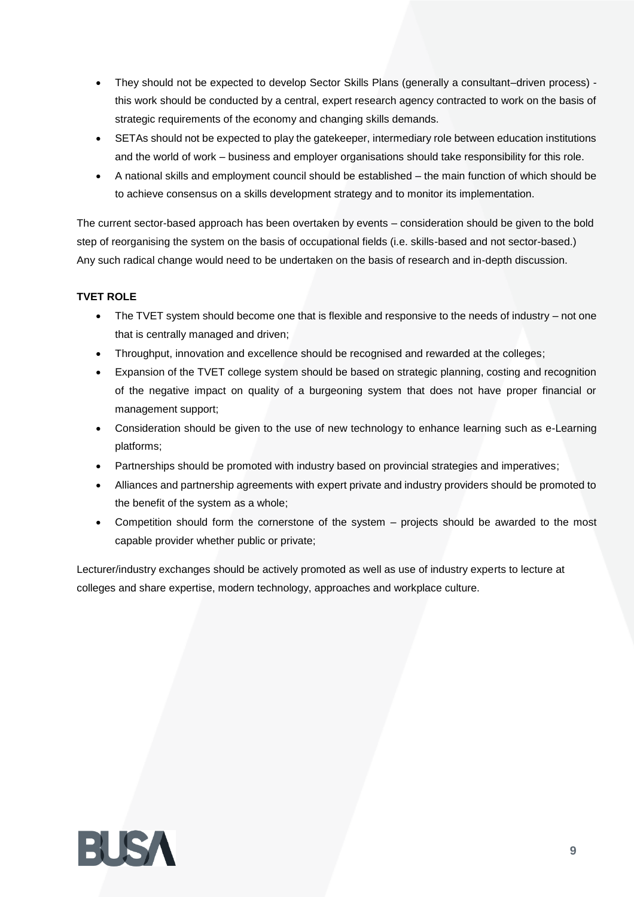- They should not be expected to develop Sector Skills Plans (generally a consultant–driven process) - this work should be conducted by a central, expert research agency contracted to work on the basis of strategic requirements of the economy and changing skills demands.
- SETAs should not be expected to play the gatekeeper, intermediary role between education institutions and the world of work – business and employer organisations should take responsibility for this role.
- A national skills and employment council should be established – the main function of which should be to achieve consensus on a skills development strategy and to monitor its implementation.

The current sector-based approach has been overtaken by events – consideration should be given to the bold step of reorganising the system on the basis of occupational fields (i.e. skills-based and not sector-based.) Any such radical change would need to be undertaken on the basis of research and in-depth discussion.

**TVET ROLE**

- The TVET system should become one that is flexible and responsive to the needs of industry – not one that is centrally managed and driven;
- Throughput, innovation and excellence should be recognised and rewarded at the colleges;
- Expansion of the TVET college system should be based on strategic planning, costing and recognition of the negative impact on quality of a burgeoning system that does not have proper financial or management support;
- Consideration should be given to the use of new technology to enhance learning such as e-Learning platforms;
- Partnerships should be promoted with industry based on provincial strategies and imperatives;
- Alliances and partnership agreements with expert private and industry providers should be promoted to the benefit of the system as a whole;
- Competition should form the cornerstone of the system – projects should be awarded to the most capable provider whether public or private;

Lecturer/industry exchanges should be actively promoted as well as use of industry experts to lecture at colleges and share expertise, modern technology, approaches and workplace culture.